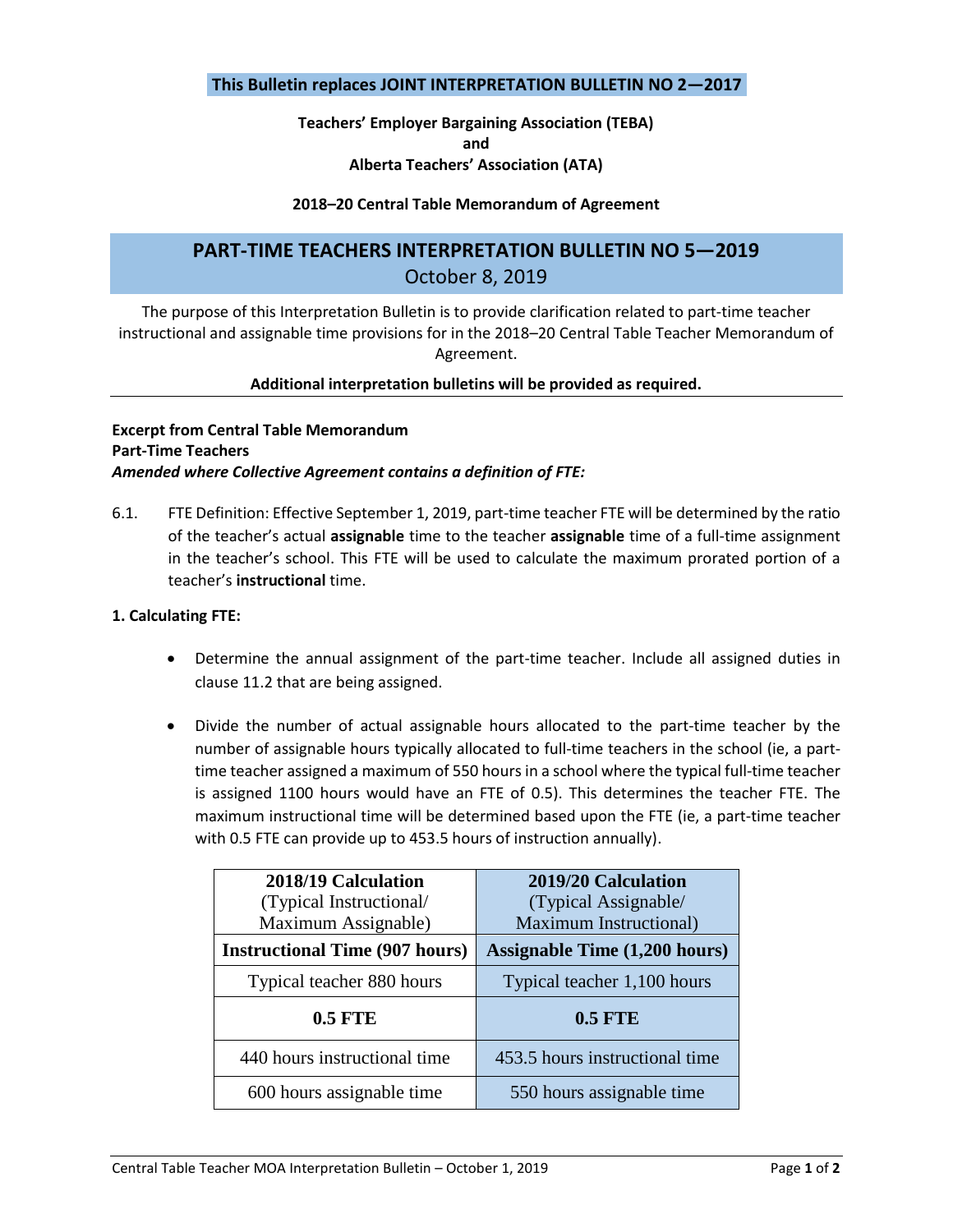**This Bulletin replaces JOINT INTERPRETATION BULLETIN NO 2—2017**

**Teachers' Employer Bargaining Association (TEBA)**
**and**
**Alberta Teachers' Association (ATA)**

**2018–20 Central Table Memorandum of Agreement**

# PART-TIME TEACHERS INTERPRETATION BULLETIN NO 5—2019

October 8, 2019

The purpose of this Interpretation Bulletin is to provide clarification related to part-time teacher instructional and assignable time provisions for in the 2018–20 Central Table Teacher Memorandum of Agreement.

**Additional interpretation bulletins will be provided as required.**

---

**Excerpt from Central Table Memorandum**
**Part-Time Teachers**
***Amended where Collective Agreement contains a definition of FTE:***

6.1. FTE Definition: Effective September 1, 2019, part-time teacher FTE will be determined by the ratio of the teacher's actual **assignable** time to the teacher **assignable** time of a full-time assignment in the teacher's school. This FTE will be used to calculate the maximum prorated portion of a teacher's **instructional** time.

**1. Calculating FTE:**

- Determine the annual assignment of the part-time teacher. Include all assigned duties in clause 11.2 that are being assigned.

- Divide the number of actual assignable hours allocated to the part-time teacher by the number of assignable hours typically allocated to full-time teachers in the school (ie, a part-time teacher assigned a maximum of 550 hours in a school where the typical full-time teacher is assigned 1100 hours would have an FTE of 0.5). This determines the teacher FTE. The maximum instructional time will be determined based upon the FTE (ie, a part-time teacher with 0.5 FTE can provide up to 453.5 hours of instruction annually).

| **2018/19 Calculation** (Typical Instructional/ Maximum Assignable) | **2019/20 Calculation** (Typical Assignable/ Maximum Instructional) |
|---|---|
| **Instructional Time (907 hours)** | **Assignable Time (1,200 hours)** |
| Typical teacher 880 hours | Typical teacher 1,100 hours |
| **0.5 FTE** | **0.5 FTE** |
| 440 hours instructional time | 453.5 hours instructional time |
| 600 hours assignable time | 550 hours assignable time |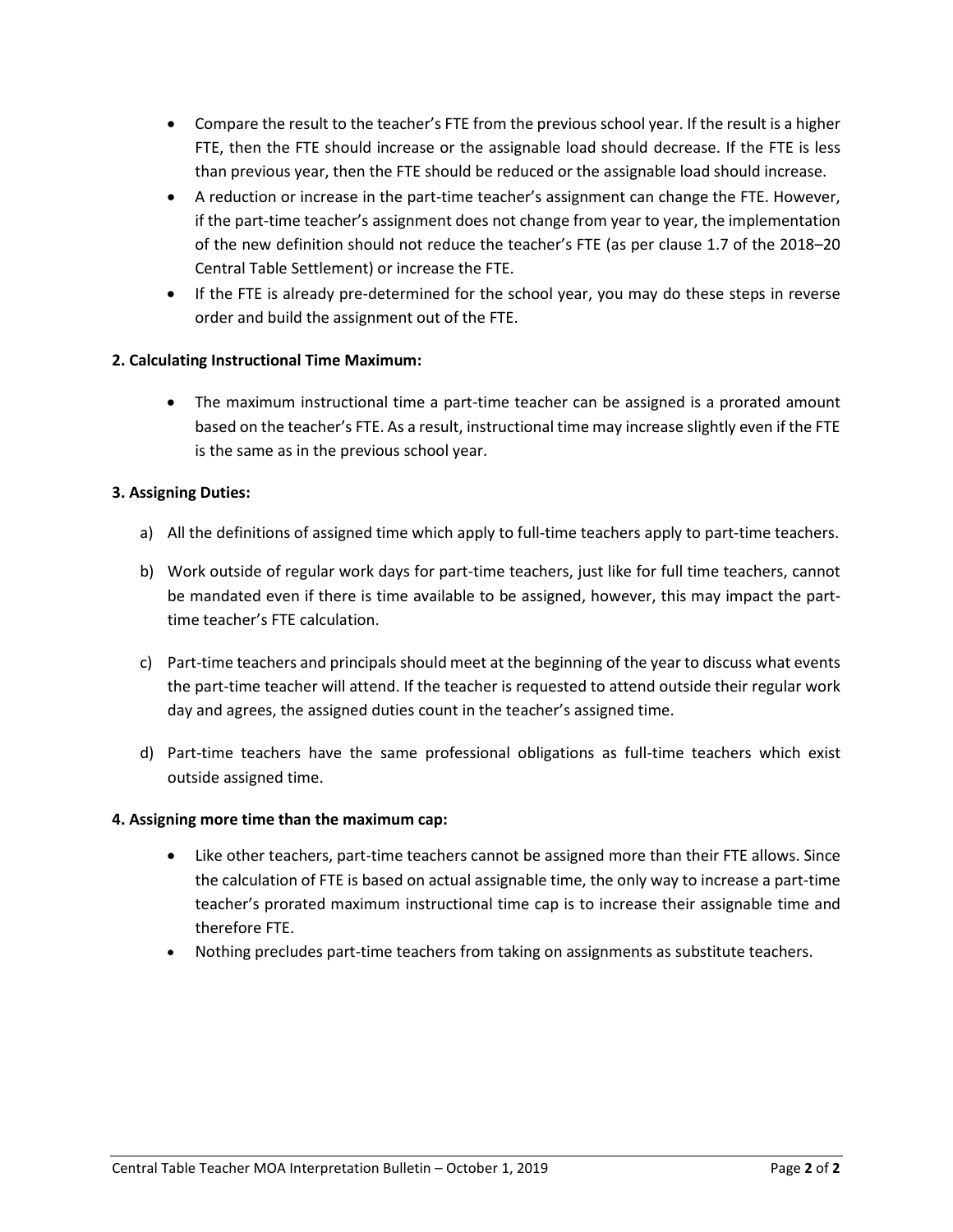- Compare the result to the teacher's FTE from the previous school year. If the result is a higher FTE, then the FTE should increase or the assignable load should decrease. If the FTE is less than previous year, then the FTE should be reduced or the assignable load should increase.
- A reduction or increase in the part-time teacher's assignment can change the FTE. However, if the part-time teacher's assignment does not change from year to year, the implementation of the new definition should not reduce the teacher's FTE (as per clause 1.7 of the 2018–20 Central Table Settlement) or increase the FTE.
- If the FTE is already pre-determined for the school year, you may do these steps in reverse order and build the assignment out of the FTE.

**2. Calculating Instructional Time Maximum:**

- The maximum instructional time a part-time teacher can be assigned is a prorated amount based on the teacher's FTE. As a result, instructional time may increase slightly even if the FTE is the same as in the previous school year.

**3. Assigning Duties:**

a) All the definitions of assigned time which apply to full-time teachers apply to part-time teachers.

b) Work outside of regular work days for part-time teachers, just like for full time teachers, cannot be mandated even if there is time available to be assigned, however, this may impact the part-time teacher's FTE calculation.

c) Part-time teachers and principals should meet at the beginning of the year to discuss what events the part-time teacher will attend. If the teacher is requested to attend outside their regular work day and agrees, the assigned duties count in the teacher's assigned time.

d) Part-time teachers have the same professional obligations as full-time teachers which exist outside assigned time.

**4. Assigning more time than the maximum cap:**

- Like other teachers, part-time teachers cannot be assigned more than their FTE allows. Since the calculation of FTE is based on actual assignable time, the only way to increase a part-time teacher's prorated maximum instructional time cap is to increase their assignable time and therefore FTE.
- Nothing precludes part-time teachers from taking on assignments as substitute teachers.